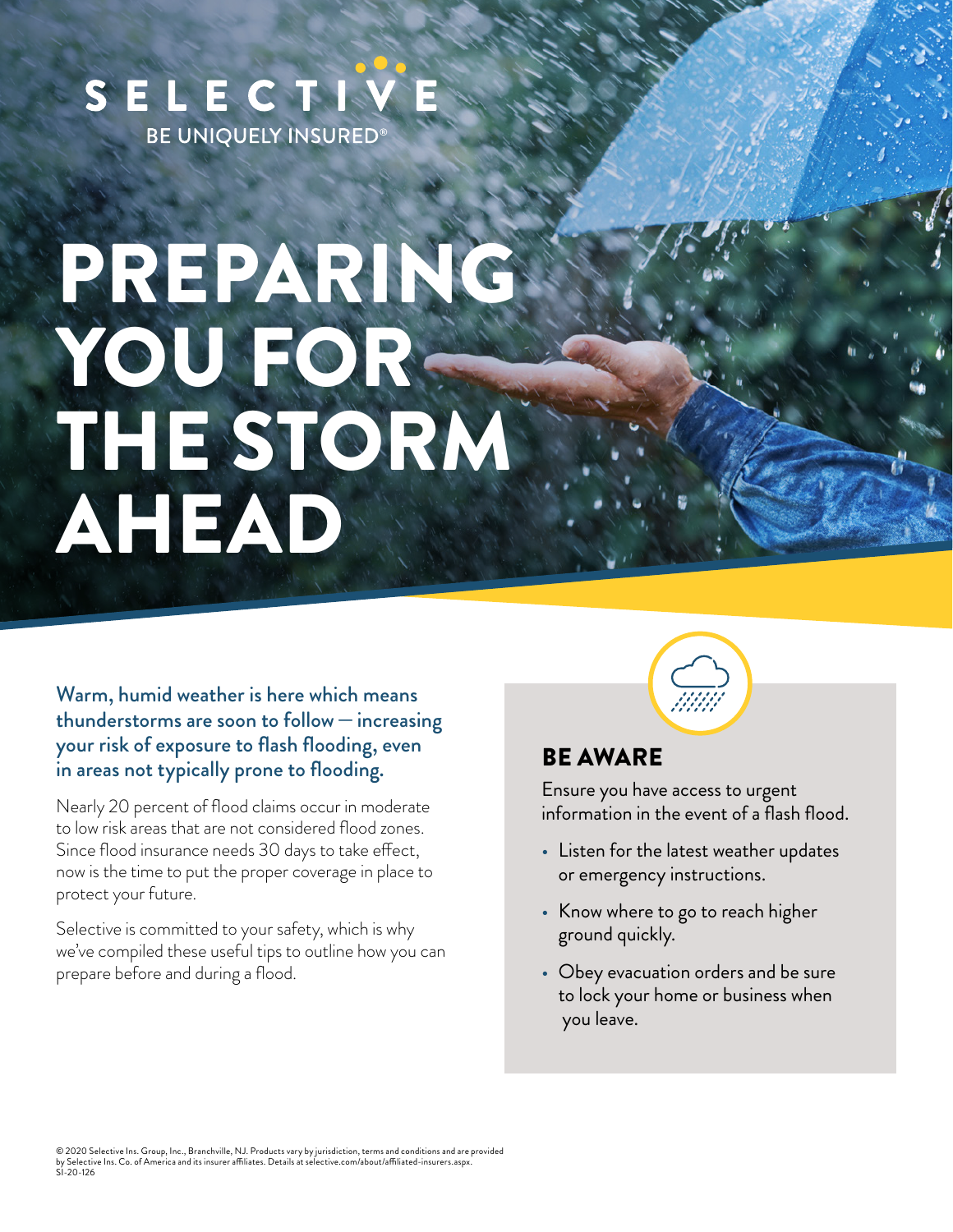SELECTIVE

BE UNIQUELY INSURED®

# PREPARING YOU FOR THE STORM AHEAD

**Warm, humid weather is here which means thunderstorms are soon to follow — increasing your risk of exposure to flash flooding, even in areas not typically prone to flooding.**

Nearly 20 percent of flood claims occur in moderate to low risk areas that are not considered flood zones. Since flood insurance needs 30 days to take effect, now is the time to put the proper coverage in place to protect your future.

Selective is committed to your safety, which is why we've compiled these useful tips to outline how you can prepare before and during a flood.

## BE AWARE

Ensure you have access to urgent information in the event of a flash flood.

- Listen for the latest weather updates or emergency instructions.
- Know where to go to reach higher ground quickly.
- Obey evacuation orders and be sure to lock your home or business when you leave.

© 2020 Selective Ins. Group, Inc., Branchville, NJ. Products vary by jurisdiction, terms and conditions and are provided by Selective Ins. Co. of America and its insurer affiliates. Details at selective.com/about/affiliated-insurers.aspx.
SI-20-126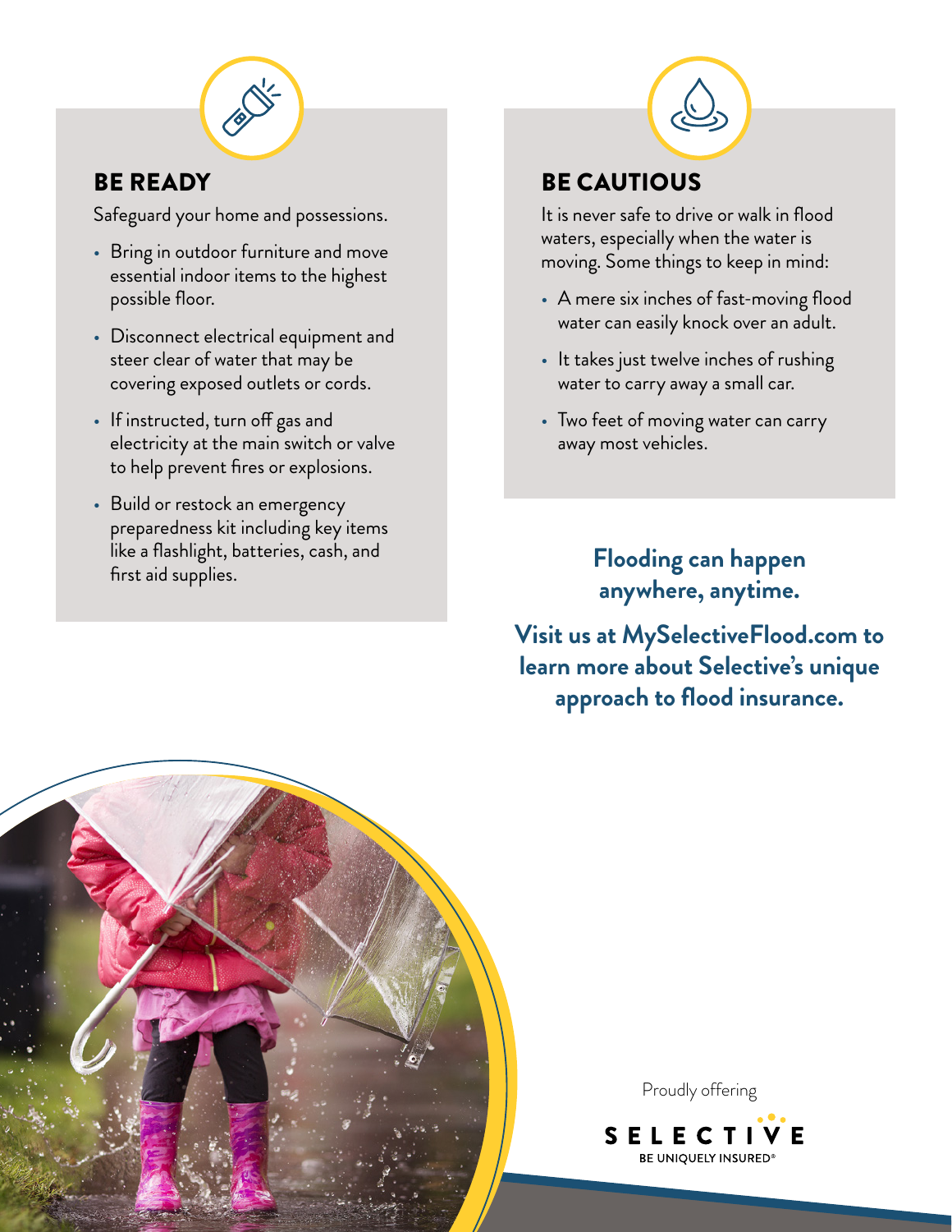## BE READY

Safeguard your home and possessions.

- Bring in outdoor furniture and move essential indoor items to the highest possible floor.
- Disconnect electrical equipment and steer clear of water that may be covering exposed outlets or cords.
- If instructed, turn off gas and electricity at the main switch or valve to help prevent fires or explosions.
- Build or restock an emergency preparedness kit including key items like a flashlight, batteries, cash, and first aid supplies.

## BE CAUTIOUS

It is never safe to drive or walk in flood waters, especially when the water is moving. Some things to keep in mind:

- A mere six inches of fast-moving flood water can easily knock over an adult.
- It takes just twelve inches of rushing water to carry away a small car.
- Two feet of moving water can carry away most vehicles.

**Flooding can happen anywhere, anytime.**

**Visit us at MySelectiveFlood.com to learn more about Selective's unique approach to flood insurance.**

Proudly offering

SELECTIVE

BE UNIQUELY INSURED®